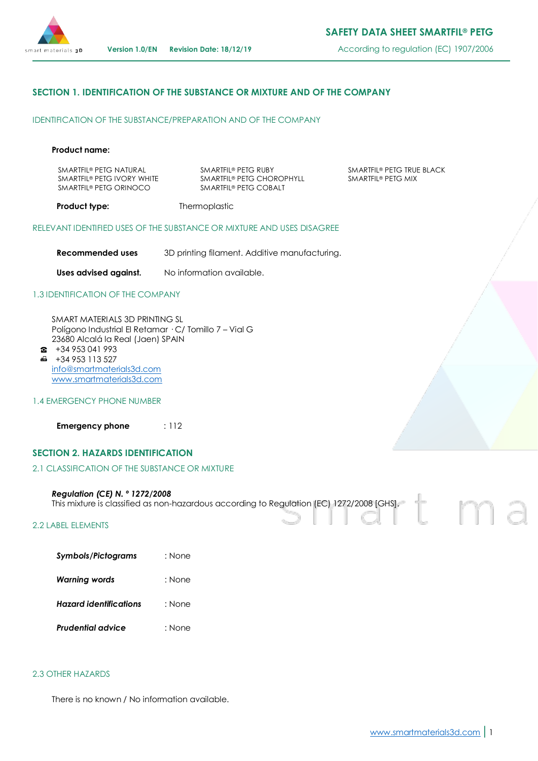# SAFETY DATA SHEET SMARTFIL® PETG

**Version 1.0/EN** **Revision Date: 18/12/19**

According to regulation (EC) 1907/2006

## SECTION 1. IDENTIFICATION OF THE SUBSTANCE OR MIXTURE AND OF THE COMPANY

### IDENTIFICATION OF THE SUBSTANCE/PREPARATION AND OF THE COMPANY

**Product name:**

SMARTFIL® PETG NATURAL
SMARTFIL® PETG IVORY WHITE
SMARTFIL® PETG ORINOCO
SMARTFIL® PETG RUBY
SMARTFIL® PETG CHOROPHYLL
SMARTFIL® PETG COBALT
SMARTFIL® PETG TRUE BLACK
SMARTFIL® PETG MIX

**Product type:** Thermoplastic

### RELEVANT IDENTIFIED USES OF THE SUBSTANCE OR MIXTURE AND USES DISAGREE

**Recommended uses** 3D printing filament. Additive manufacturing.

**Uses advised against.** No information available.

### 1.3 IDENTIFICATION OF THE COMPANY

SMART MATERIALS 3D PRINTING SL
Polígono Industrial El Retamar · C/ Tomillo 7 – Vial G
23680 Alcalá la Real (Jaen) SPAIN
☎ +34 953 041 993
📠 +34 953 113 527
info@smartmaterials3d.com
www.smartmaterials3d.com

### 1.4 EMERGENCY PHONE NUMBER

**Emergency phone** : 112

## SECTION 2. HAZARDS IDENTIFICATION

### 2.1 CLASSIFICATION OF THE SUBSTANCE OR MIXTURE

***Regulation (CE) N. ° 1272/2008***
This mixture is classified as non-hazardous according to Regulation (EC) 1272/2008 [GHS].

### 2.2 LABEL ELEMENTS

***Symbols/Pictograms*** : None

***Warning words*** : None

***Hazard identifications*** : None

***Prudential advice*** : None

### 2.3 OTHER HAZARDS

There is no known / No information available.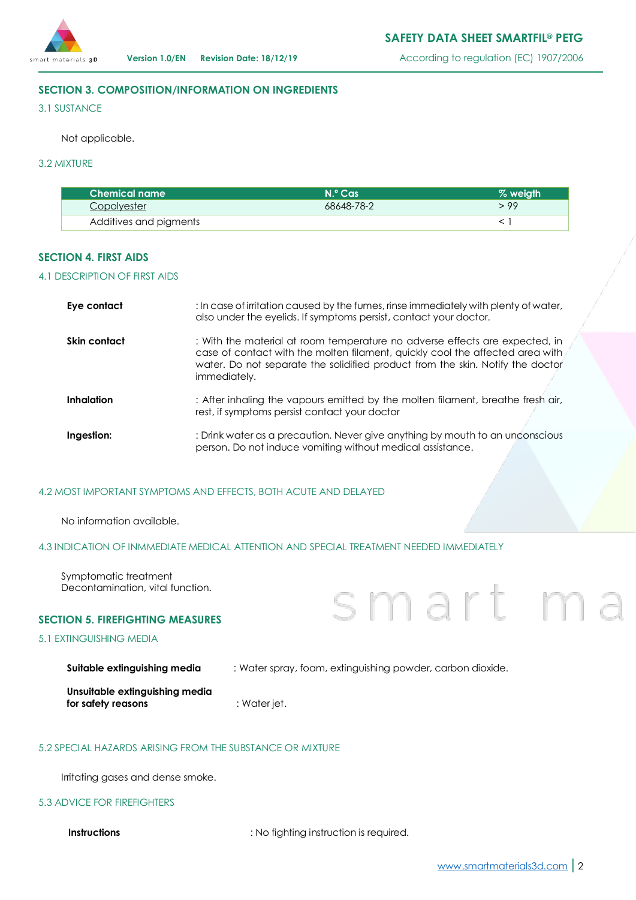## SECTION 3. COMPOSITION/INFORMATION ON INGREDIENTS

### 3.1 SUSTANCE

Not applicable.

### 3.2 MIXTURE

| Chemical name | N.º Cas | % weigth |
|---|---|---|
| Copolyester | 68648-78-2 | > 99 |
| Additives and pigments | | < 1 |

## SECTION 4. FIRST AIDS

### 4.1 DESCRIPTION OF FIRST AIDS

**Eye contact** : In case of irritation caused by the fumes, rinse immediately with plenty of water, also under the eyelids. If symptoms persist, contact your doctor.

**Skin contact** : With the material at room temperature no adverse effects are expected, in case of contact with the molten filament, quickly cool the affected area with water. Do not separate the solidified product from the skin. Notify the doctor immediately.

**Inhalation** : After inhaling the vapours emitted by the molten filament, breathe fresh air, rest, if symptoms persist contact your doctor

**Ingestion:** : Drink water as a precaution. Never give anything by mouth to an unconscious person. Do not induce vomiting without medical assistance.

### 4.2 MOST IMPORTANT SYMPTOMS AND EFFECTS, BOTH ACUTE AND DELAYED

No information available.

### 4.3 INDICATION OF INMMEDIATE MEDICAL ATTENTION AND SPECIAL TREATMENT NEEDED IMMEDIATELY

Symptomatic treatment
Decontamination, vital function.

## SECTION 5. FIREFIGHTING MEASURES

### 5.1 EXTINGUISHING MEDIA

**Suitable extinguishing media** : Water spray, foam, extinguishing powder, carbon dioxide.

**Unsuitable extinguishing media for safety reasons** : Water jet.

### 5.2 SPECIAL HAZARDS ARISING FROM THE SUBSTANCE OR MIXTURE

Irritating gases and dense smoke.

### 5.3 ADVICE FOR FIREFIGHTERS

**Instructions** : No fighting instruction is required.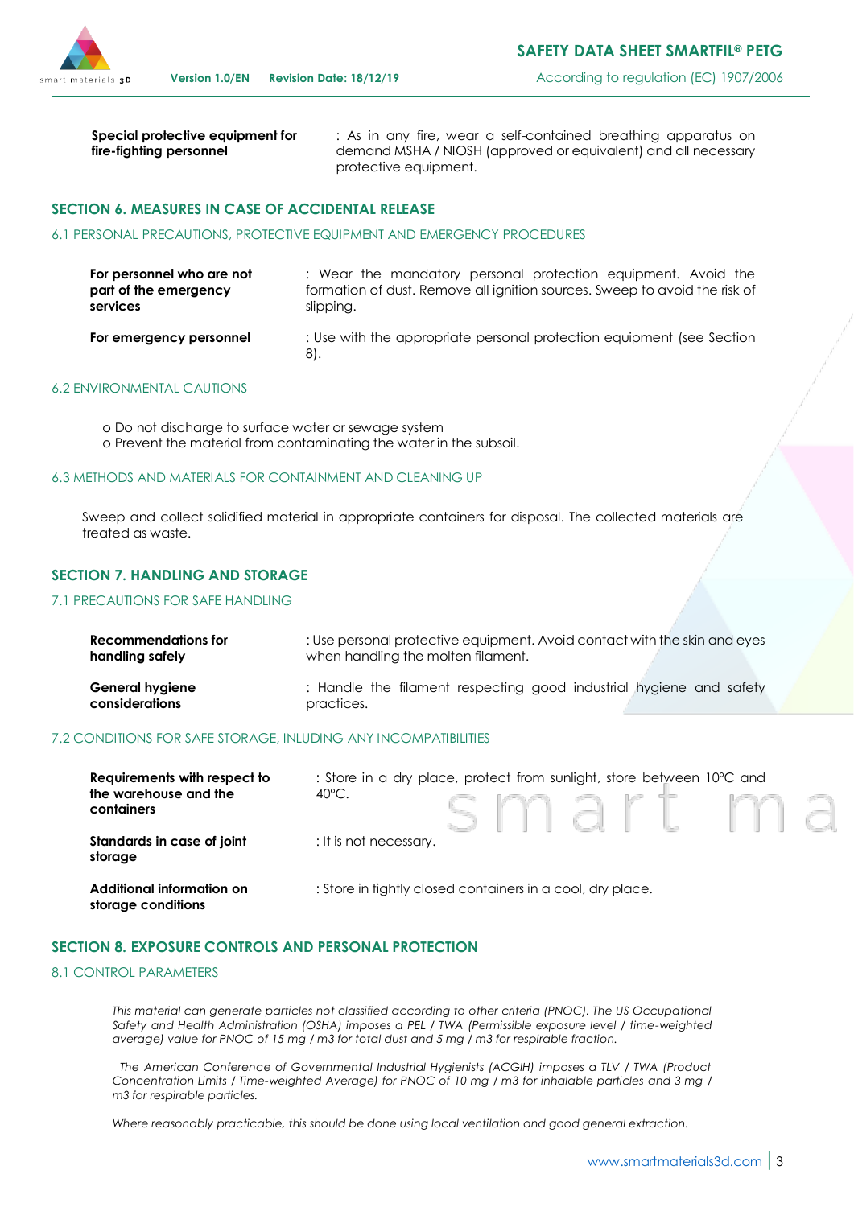| | |
|---|---|
| **Special protective equipment for fire-fighting personnel** | : As in any fire, wear a self-contained breathing apparatus on demand MSHA / NIOSH (approved or equivalent) and all necessary protective equipment. |

## SECTION 6. MEASURES IN CASE OF ACCIDENTAL RELEASE

### 6.1 PERSONAL PRECAUTIONS, PROTECTIVE EQUIPMENT AND EMERGENCY PROCEDURES

| | |
|---|---|
| **For personnel who are not part of the emergency services** | : Wear the mandatory personal protection equipment. Avoid the formation of dust. Remove all ignition sources. Sweep to avoid the risk of slipping. |
| **For emergency personnel** | : Use with the appropriate personal protection equipment (see Section 8). |

### 6.2 ENVIRONMENTAL CAUTIONS

- Do not discharge to surface water or sewage system
- Prevent the material from contaminating the water in the subsoil.

### 6.3 METHODS AND MATERIALS FOR CONTAINMENT AND CLEANING UP

Sweep and collect solidified material in appropriate containers for disposal. The collected materials are treated as waste.

## SECTION 7. HANDLING AND STORAGE

### 7.1 PRECAUTIONS FOR SAFE HANDLING

| | |
|---|---|
| **Recommendations for handling safely** | : Use personal protective equipment. Avoid contact with the skin and eyes when handling the molten filament. |
| **General hygiene considerations** | : Handle the filament respecting good industrial hygiene and safety practices. |

### 7.2 CONDITIONS FOR SAFE STORAGE, INLUDING ANY INCOMPATIBILITIES

| | |
|---|---|
| **Requirements with respect to the warehouse and the containers** | : Store in a dry place, protect from sunlight, store between 10ºC and 40ºC. |
| **Standards in case of joint storage** | : It is not necessary. |
| **Additional information on storage conditions** | : Store in tightly closed containers in a cool, dry place. |

## SECTION 8. EXPOSURE CONTROLS AND PERSONAL PROTECTION

### 8.1 CONTROL PARAMETERS

*This material can generate particles not classified according to other criteria (PNOC). The US Occupational Safety and Health Administration (OSHA) imposes a PEL / TWA (Permissible exposure level / time-weighted average) value for PNOC of 15 mg / m3 for total dust and 5 mg / m3 for respirable fraction.*

*The American Conference of Governmental Industrial Hygienists (ACGIH) imposes a TLV / TWA (Product Concentration Limits / Time-weighted Average) for PNOC of 10 mg / m3 for inhalable particles and 3 mg / m3 for respirable particles.*

*Where reasonably practicable, this should be done using local ventilation and good general extraction.*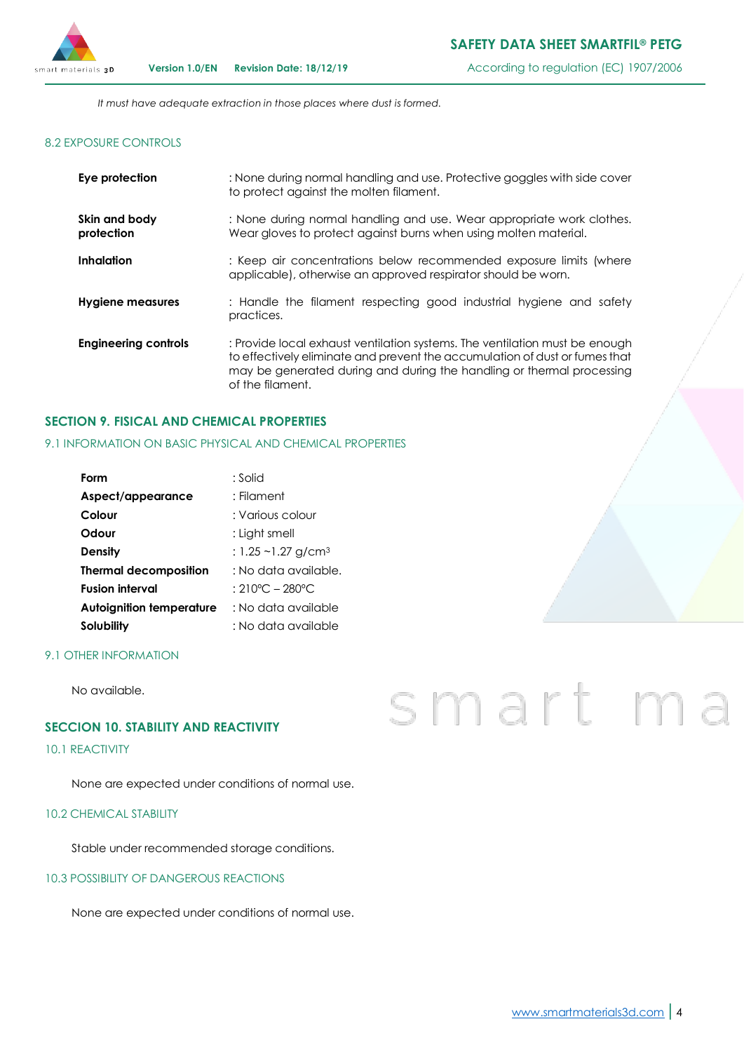*It must have adequate extraction in those places where dust is formed.*

### 8.2 EXPOSURE CONTROLS

| | |
|---|---|
| **Eye protection** | : None during normal handling and use. Protective goggles with side cover to protect against the molten filament. |
| **Skin and body protection** | : None during normal handling and use. Wear appropriate work clothes. Wear gloves to protect against burns when using molten material. |
| **Inhalation** | : Keep air concentrations below recommended exposure limits (where applicable), otherwise an approved respirator should be worn. |
| **Hygiene measures** | : Handle the filament respecting good industrial hygiene and safety practices. |
| **Engineering controls** | : Provide local exhaust ventilation systems. The ventilation must be enough to effectively eliminate and prevent the accumulation of dust or fumes that may be generated during and during the handling or thermal processing of the filament. |

## SECTION 9. FISICAL AND CHEMICAL PROPERTIES

### 9.1 INFORMATION ON BASIC PHYSICAL AND CHEMICAL PROPERTIES

| | |
|---|---|
| **Form** | : Solid |
| **Aspect/appearance** | : Filament |
| **Colour** | : Various colour |
| **Odour** | : Light smell |
| **Density** | : 1.25 ~1.27 g/cm³ |
| **Thermal decomposition** | : No data available. |
| **Fusion interval** | : 210ºC – 280ºC |
| **Autoignition temperature** | : No data available |
| **Solubility** | : No data available |

### 9.1 OTHER INFORMATION

No available.

## SECCION 10. STABILITY AND REACTIVITY

### 10.1 REACTIVITY

None are expected under conditions of normal use.

### 10.2 CHEMICAL STABILITY

Stable under recommended storage conditions.

### 10.3 POSSIBILITY OF DANGEROUS REACTIONS

None are expected under conditions of normal use.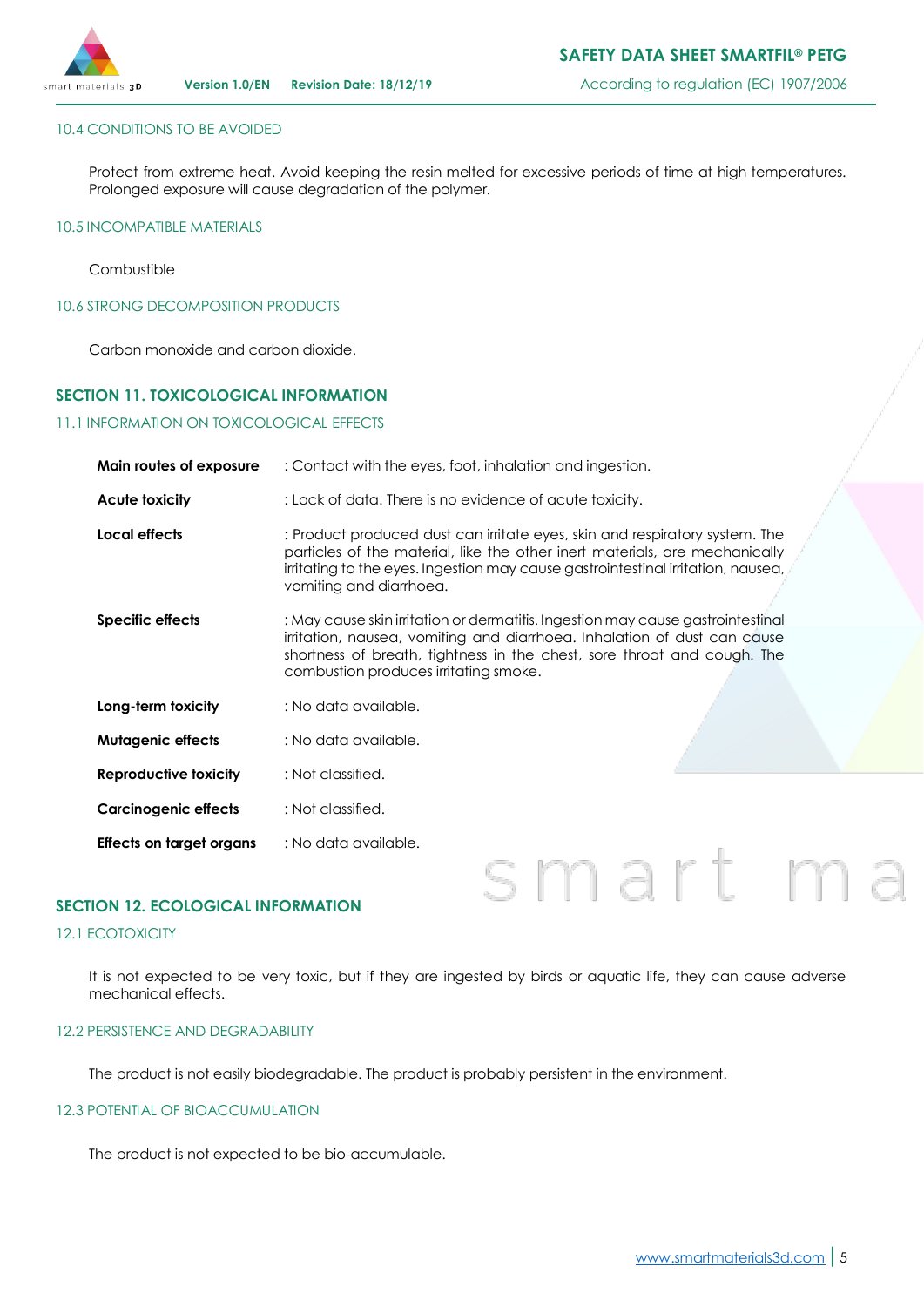### 10.4 CONDITIONS TO BE AVOIDED

Protect from extreme heat. Avoid keeping the resin melted for excessive periods of time at high temperatures. Prolonged exposure will cause degradation of the polymer.

### 10.5 INCOMPATIBLE MATERIALS

Combustible

### 10.6 STRONG DECOMPOSITION PRODUCTS

Carbon monoxide and carbon dioxide.

## SECTION 11. TOXICOLOGICAL INFORMATION

### 11.1 INFORMATION ON TOXICOLOGICAL EFFECTS

**Main routes of exposure** : Contact with the eyes, foot, inhalation and ingestion.

**Acute toxicity** : Lack of data. There is no evidence of acute toxicity.

**Local effects** : Product produced dust can irritate eyes, skin and respiratory system. The particles of the material, like the other inert materials, are mechanically irritating to the eyes. Ingestion may cause gastrointestinal irritation, nausea, vomiting and diarrhoea.

**Specific effects** : May cause skin irritation or dermatitis. Ingestion may cause gastrointestinal irritation, nausea, vomiting and diarrhoea. Inhalation of dust can cause shortness of breath, tightness in the chest, sore throat and cough. The combustion produces irritating smoke.

**Long-term toxicity** : No data available.

**Mutagenic effects** : No data available.

**Reproductive toxicity** : Not classified.

**Carcinogenic effects** : Not classified.

**Effects on target organs** : No data available.

## SECTION 12. ECOLOGICAL INFORMATION

### 12.1 ECOTOXICITY

It is not expected to be very toxic, but if they are ingested by birds or aquatic life, they can cause adverse mechanical effects.

### 12.2 PERSISTENCE AND DEGRADABILITY

The product is not easily biodegradable. The product is probably persistent in the environment.

### 12.3 POTENTIAL OF BIOACCUMULATION

The product is not expected to be bio-accumulable.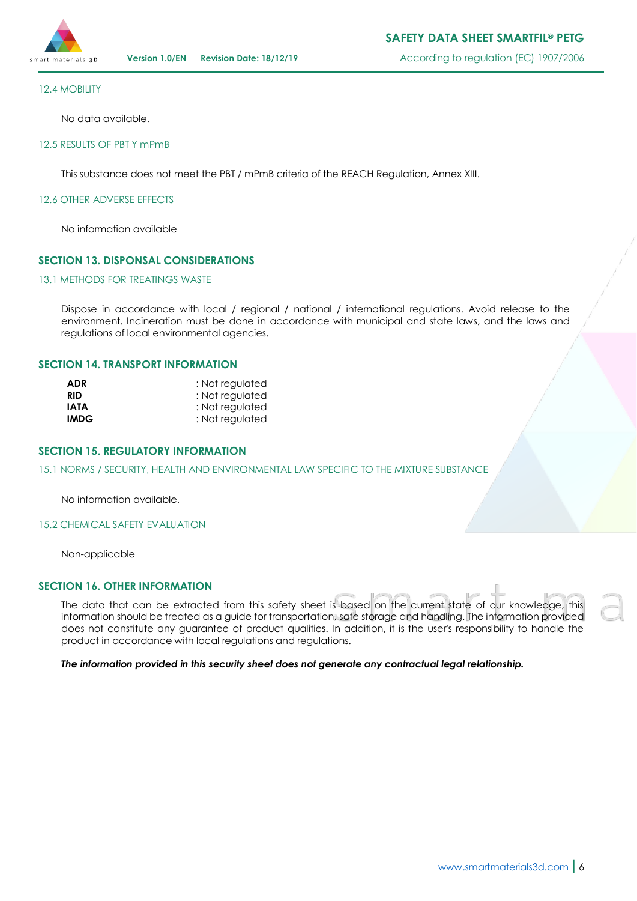12.4 MOBILITY

No data available.

12.5 RESULTS OF PBT Y mPmB

This substance does not meet the PBT / mPmB criteria of the REACH Regulation, Annex XIII.

12.6 OTHER ADVERSE EFFECTS

No information available

## SECTION 13. DISPONSAL CONSIDERATIONS

### 13.1 METHODS FOR TREATINGS WASTE

Dispose in accordance with local / regional / national / international regulations. Avoid release to the environment. Incineration must be done in accordance with municipal and state laws, and the laws and regulations of local environmental agencies.

## SECTION 14. TRANSPORT INFORMATION

| | |
|---|---|
| **ADR** | : Not regulated |
| **RID** | : Not regulated |
| **IATA** | : Not regulated |
| **IMDG** | : Not regulated |

## SECTION 15. REGULATORY INFORMATION

### 15.1 NORMS / SECURITY, HEALTH AND ENVIRONMENTAL LAW SPECIFIC TO THE MIXTURE SUBSTANCE

No information available.

### 15.2 CHEMICAL SAFETY EVALUATION

Non-applicable

## SECTION 16. OTHER INFORMATION

The data that can be extracted from this safety sheet is based on the current state of our knowledge, this information should be treated as a guide for transportation, safe storage and handling. The information provided does not constitute any guarantee of product qualities. In addition, it is the user's responsibility to handle the product in accordance with local regulations and regulations.

***The information provided in this security sheet does not generate any contractual legal relationship.***